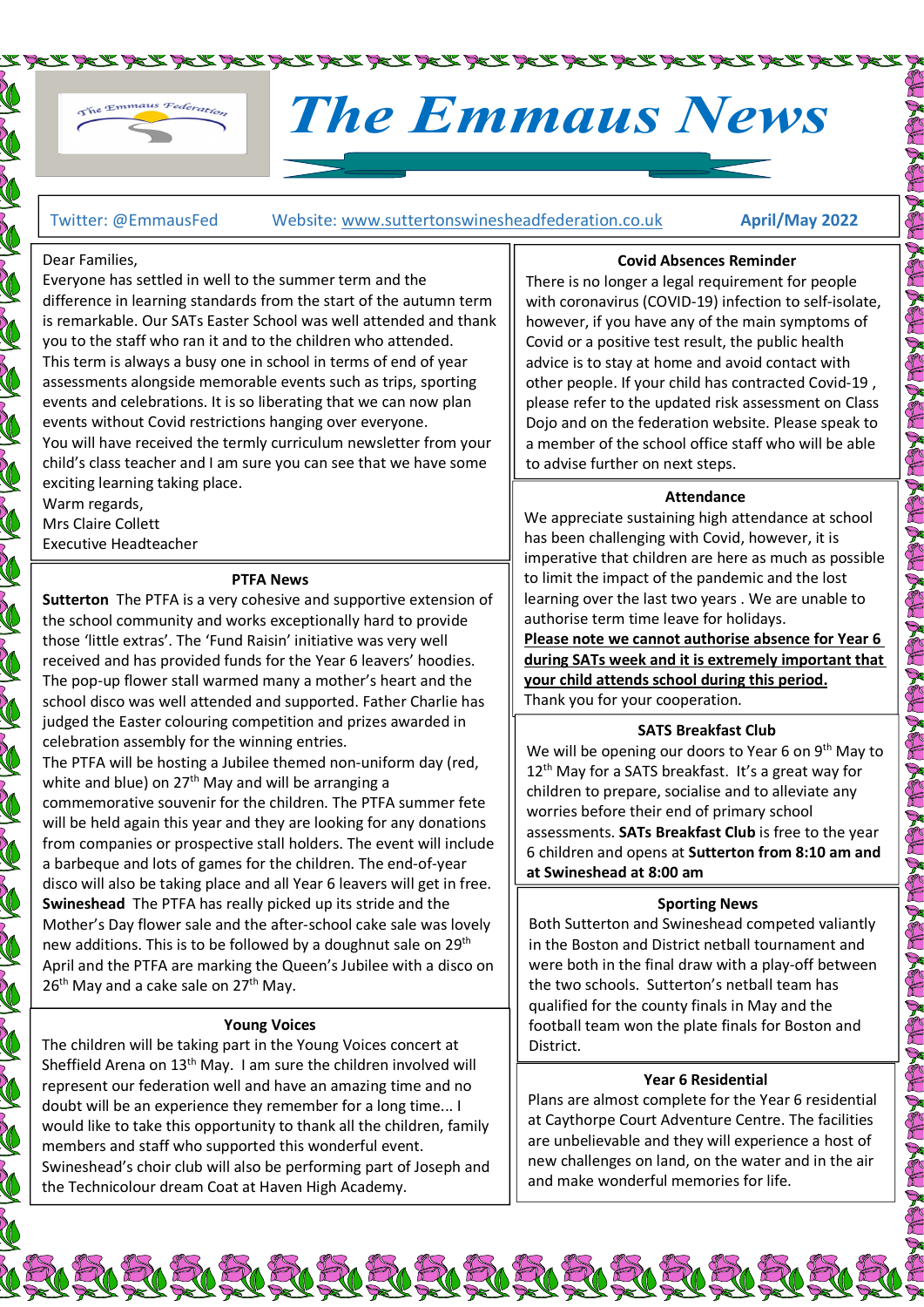# The Emmaus News

Twitter: @EmmausFed Website: www.suttertonswinesheadfederation.co.uk **April/May 2022**

Dear Families,

Everyone has settled in well to the summer term and the difference in learning standards from the start of the autumn term is remarkable. Our SATs Easter School was well attended and thank you to the staff who ran it and to the children who attended.

This term is always a busy one in school in terms of end of year assessments alongside memorable events such as trips, sporting events and celebrations. It is so liberating that we can now plan events without Covid restrictions hanging over everyone.

You will have received the termly curriculum newsletter from your child's class teacher and I am sure you can see that we have some exciting learning taking place.

Warm regards,

Mrs Claire Collett

Executive Headteacher

### PTFA News

**Sutterton** The PTFA is a very cohesive and supportive extension of the school community and works exceptionally hard to provide those 'little extras'. The 'Fund Raisin' initiative was very well received and has provided funds for the Year 6 leavers' hoodies. The pop-up flower stall warmed many a mother's heart and the school disco was well attended and supported. Father Charlie has judged the Easter colouring competition and prizes awarded in celebration assembly for the winning entries.

The PTFA will be hosting a Jubilee themed non-uniform day (red, white and blue) on 27th May and will be arranging a commemorative souvenir for the children. The PTFA summer fete will be held again this year and they are looking for any donations from companies or prospective stall holders. The event will include a barbeque and lots of games for the children. The end-of-year disco will also be taking place and all Year 6 leavers will get in free.

**Swineshead** The PTFA has really picked up its stride and the Mother's Day flower sale and the after-school cake sale was lovely new additions. This is to be followed by a doughnut sale on 29th April and the PTFA are marking the Queen's Jubilee with a disco on 26th May and a cake sale on 27th May.

### Young Voices

The children will be taking part in the Young Voices concert at Sheffield Arena on 13th May. I am sure the children involved will represent our federation well and have an amazing time and no doubt will be an experience they remember for a long time... I would like to take this opportunity to thank all the children, family members and staff who supported this wonderful event.

Swineshead's choir club will also be performing part of Joseph and the Technicolour dream Coat at Haven High Academy.

### Covid Absences Reminder

There is no longer a legal requirement for people with coronavirus (COVID-19) infection to self-isolate, however, if you have any of the main symptoms of Covid or a positive test result, the public health advice is to stay at home and avoid contact with other people. If your child has contracted Covid-19 , please refer to the updated risk assessment on Class Dojo and on the federation website. Please speak to a member of the school office staff who will be able to advise further on next steps.

### Attendance

We appreciate sustaining high attendance at school has been challenging with Covid, however, it is imperative that children are here as much as possible to limit the impact of the pandemic and the lost learning over the last two years . We are unable to authorise term time leave for holidays.

**Please note we cannot authorise absence for Year 6 during SATs week and it is extremely important that your child attends school during this period.**

Thank you for your cooperation.

### SATS Breakfast Club

We will be opening our doors to Year 6 on 9th May to 12th May for a SATS breakfast. It's a great way for children to prepare, socialise and to alleviate any worries before their end of primary school assessments. **SATs Breakfast Club** is free to the year 6 children and opens at **Sutterton from 8:10 am and at Swineshead at 8:00 am**

### Sporting News

Both Sutterton and Swineshead competed valiantly in the Boston and District netball tournament and were both in the final draw with a play-off between the two schools. Sutterton's netball team has qualified for the county finals in May and the football team won the plate finals for Boston and District.

### Year 6 Residential

Plans are almost complete for the Year 6 residential at Caythorpe Court Adventure Centre. The facilities are unbelievable and they will experience a host of new challenges on land, on the water and in the air and make wonderful memories for life.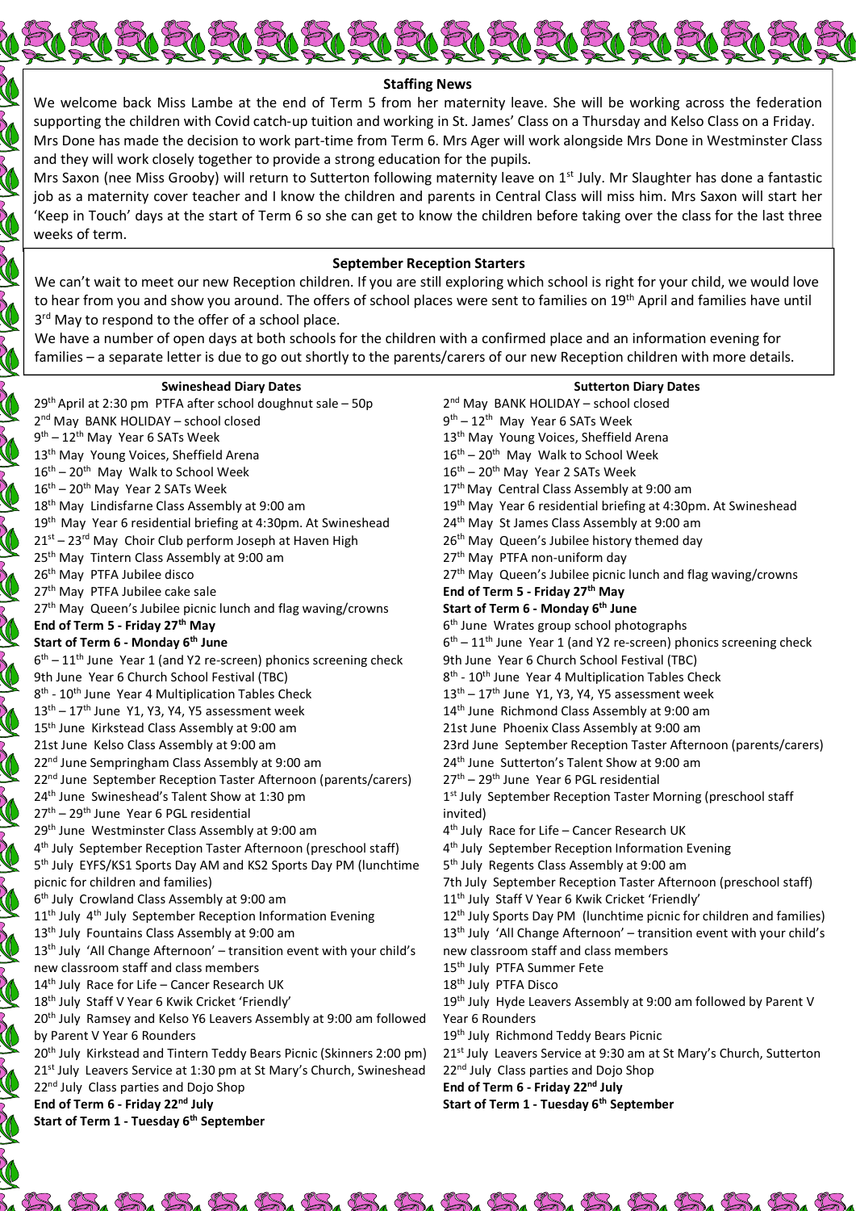## Staffing News

We welcome back Miss Lambe at the end of Term 5 from her maternity leave. She will be working across the federation supporting the children with Covid catch-up tuition and working in St. James' Class on a Thursday and Kelso Class on a Friday. Mrs Done has made the decision to work part-time from Term 6. Mrs Ager will work alongside Mrs Done in Westminster Class and they will work closely together to provide a strong education for the pupils.

Mrs Saxon (nee Miss Grooby) will return to Sutterton following maternity leave on 1st July. Mr Slaughter has done a fantastic job as a maternity cover teacher and I know the children and parents in Central Class will miss him. Mrs Saxon will start her 'Keep in Touch' days at the start of Term 6 so she can get to know the children before taking over the class for the last three weeks of term.

## September Reception Starters

We can't wait to meet our new Reception children. If you are still exploring which school is right for your child, we would love to hear from you and show you around. The offers of school places were sent to families on 19th April and families have until 3rd May to respond to the offer of a school place.

We have a number of open days at both schools for the children with a confirmed place and an information evening for families – a separate letter is due to go out shortly to the parents/carers of our new Reception children with more details.

## Swineshead Diary Dates

29th April at 2:30 pm PTFA after school doughnut sale – 50p
2nd May BANK HOLIDAY – school closed
9th – 12th May Year 6 SATs Week
13th May Young Voices, Sheffield Arena
16th – 20th May Walk to School Week
16th – 20th May Year 2 SATs Week
18th May Lindisfarne Class Assembly at 9:00 am
19th May Year 6 residential briefing at 4:30pm. At Swineshead
21st – 23rd May Choir Club perform Joseph at Haven High
25th May Tintern Class Assembly at 9:00 am
26th May PTFA Jubilee disco
27th May PTFA Jubilee cake sale
27th May Queen's Jubilee picnic lunch and flag waving/crowns
**End of Term 5 - Friday 27th May**
**Start of Term 6 - Monday 6th June**
6th – 11th June Year 1 (and Y2 re-screen) phonics screening check
9th June Year 6 Church School Festival (TBC)
8th - 10th June Year 4 Multiplication Tables Check
13th – 17th June Y1, Y3, Y4, Y5 assessment week
15th June Kirkstead Class Assembly at 9:00 am
21st June Kelso Class Assembly at 9:00 am
22nd June Sempringham Class Assembly at 9:00 am
22nd June September Reception Taster Afternoon (parents/carers)
24th June Swineshead's Talent Show at 1:30 pm
27th – 29th June Year 6 PGL residential
29th June Westminster Class Assembly at 9:00 am
4th July September Reception Taster Afternoon (preschool staff)
5th July EYFS/KS1 Sports Day AM and KS2 Sports Day PM (lunchtime picnic for children and families)
6th July Crowland Class Assembly at 9:00 am
11th July 4th July September Reception Information Evening
13th July Fountains Class Assembly at 9:00 am
13th July 'All Change Afternoon' – transition event with your child's new classroom staff and class members
14th July Race for Life – Cancer Research UK
18th July Staff V Year 6 Kwik Cricket 'Friendly'
20th July Ramsey and Kelso Y6 Leavers Assembly at 9:00 am followed by Parent V Year 6 Rounders
20th July Kirkstead and Tintern Teddy Bears Picnic (Skinners 2:00 pm)
21st July Leavers Service at 1:30 pm at St Mary's Church, Swineshead
22nd July Class parties and Dojo Shop
**End of Term 6 - Friday 22nd July**
**Start of Term 1 - Tuesday 6th September**

## Sutterton Diary Dates

2nd May BANK HOLIDAY – school closed
9th – 12th May Year 6 SATs Week
13th May Young Voices, Sheffield Arena
16th – 20th May Walk to School Week
16th – 20th May Year 2 SATs Week
17th May Central Class Assembly at 9:00 am
19th May Year 6 residential briefing at 4:30pm. At Swineshead
24th May St James Class Assembly at 9:00 am
26th May Queen's Jubilee history themed day
27th May PTFA non-uniform day
27th May Queen's Jubilee picnic lunch and flag waving/crowns
**End of Term 5 - Friday 27th May**
**Start of Term 6 - Monday 6th June**
6th June Wrates group school photographs
6th – 11th June Year 1 (and Y2 re-screen) phonics screening check
9th June Year 6 Church School Festival (TBC)
8th - 10th June Year 4 Multiplication Tables Check
13th – 17th June Y1, Y3, Y4, Y5 assessment week
14th June Richmond Class Assembly at 9:00 am
21st June Phoenix Class Assembly at 9:00 am
23rd June September Reception Taster Afternoon (parents/carers)
24th June Sutterton's Talent Show at 9:00 am
27th – 29th June Year 6 PGL residential
1st July September Reception Taster Morning (preschool staff invited)
4th July Race for Life – Cancer Research UK
4th July September Reception Information Evening
5th July Regents Class Assembly at 9:00 am
7th July September Reception Taster Afternoon (preschool staff)
11th July Staff V Year 6 Kwik Cricket 'Friendly'
12th July Sports Day PM (lunchtime picnic for children and families)
13th July 'All Change Afternoon' – transition event with your child's new classroom staff and class members
15th July PTFA Summer Fete
18th July PTFA Disco
19th July Hyde Leavers Assembly at 9:00 am followed by Parent V Year 6 Rounders
19th July Richmond Teddy Bears Picnic
21st July Leavers Service at 9:30 am at St Mary's Church, Sutterton
22nd July Class parties and Dojo Shop
**End of Term 6 - Friday 22nd July**
**Start of Term 1 - Tuesday 6th September**